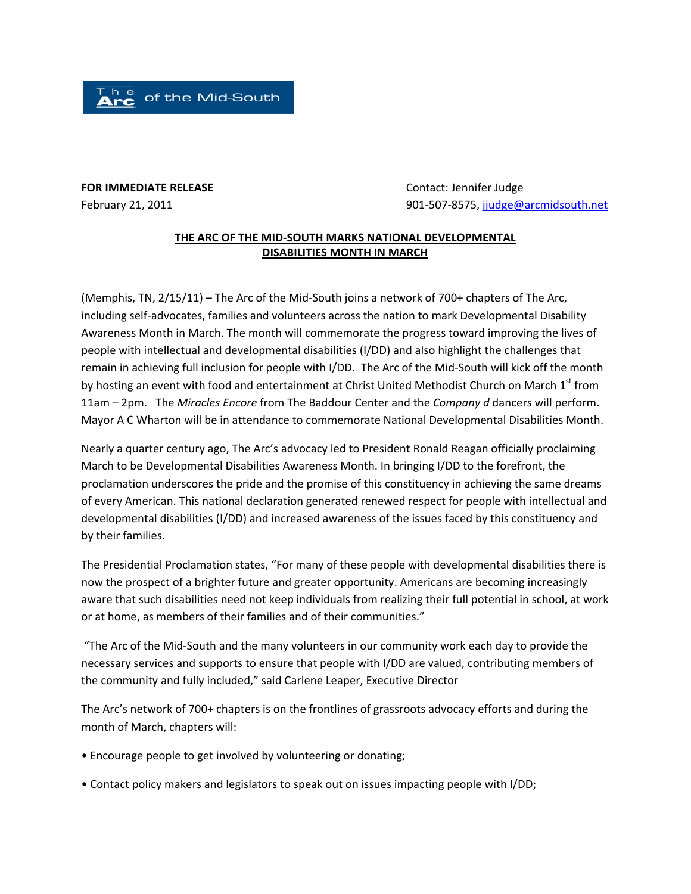The Arc of the Mid-South

**FOR IMMEDIATE RELEASE**
February 21, 2011

Contact: Jennifer Judge
901-507-8575, jjudge@arcmidsouth.net

## THE ARC OF THE MID-SOUTH MARKS NATIONAL DEVELOPMENTAL DISABILITIES MONTH IN MARCH

(Memphis, TN, 2/15/11) – The Arc of the Mid-South joins a network of 700+ chapters of The Arc, including self-advocates, families and volunteers across the nation to mark Developmental Disability Awareness Month in March. The month will commemorate the progress toward improving the lives of people with intellectual and developmental disabilities (I/DD) and also highlight the challenges that remain in achieving full inclusion for people with I/DD. The Arc of the Mid-South will kick off the month by hosting an event with food and entertainment at Christ United Methodist Church on March 1st from 11am – 2pm. The *Miracles Encore* from The Baddour Center and the *Company d* dancers will perform. Mayor A C Wharton will be in attendance to commemorate National Developmental Disabilities Month.

Nearly a quarter century ago, The Arc's advocacy led to President Ronald Reagan officially proclaiming March to be Developmental Disabilities Awareness Month. In bringing I/DD to the forefront, the proclamation underscores the pride and the promise of this constituency in achieving the same dreams of every American. This national declaration generated renewed respect for people with intellectual and developmental disabilities (I/DD) and increased awareness of the issues faced by this constituency and by their families.

The Presidential Proclamation states, "For many of these people with developmental disabilities there is now the prospect of a brighter future and greater opportunity. Americans are becoming increasingly aware that such disabilities need not keep individuals from realizing their full potential in school, at work or at home, as members of their families and of their communities."

"The Arc of the Mid-South and the many volunteers in our community work each day to provide the necessary services and supports to ensure that people with I/DD are valued, contributing members of the community and fully included," said Carlene Leaper, Executive Director

The Arc's network of 700+ chapters is on the frontlines of grassroots advocacy efforts and during the month of March, chapters will:

- Encourage people to get involved by volunteering or donating;
- Contact policy makers and legislators to speak out on issues impacting people with I/DD;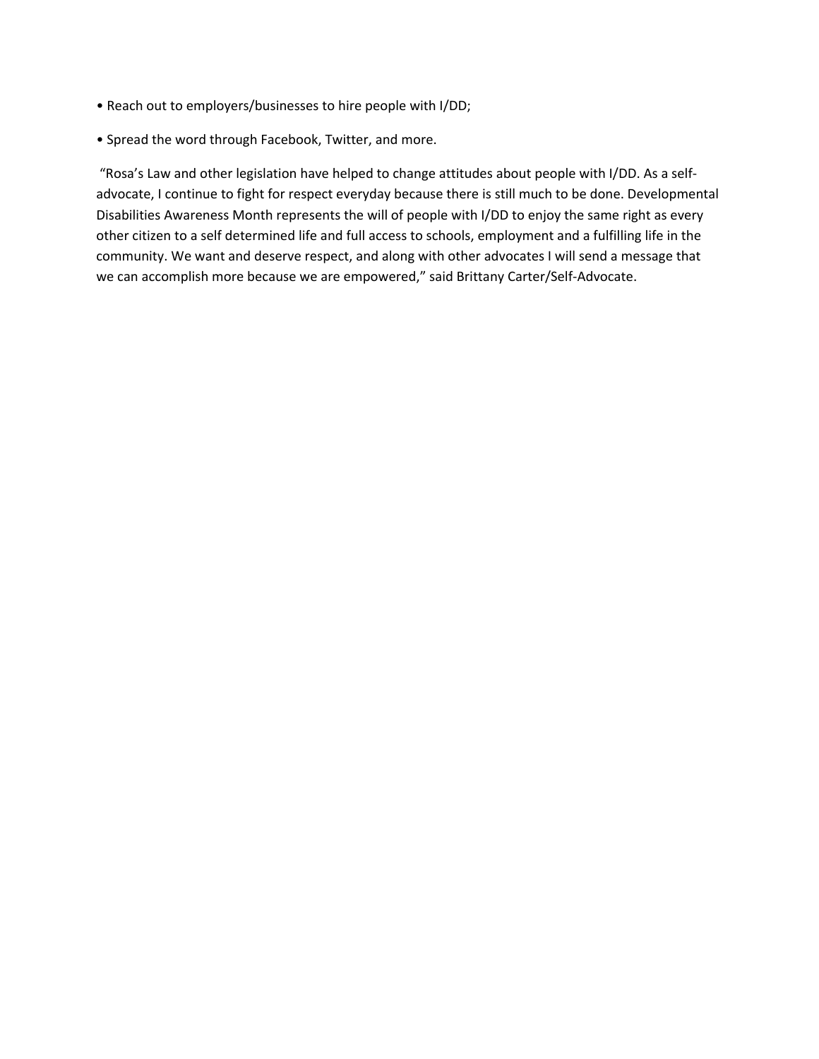- Reach out to employers/businesses to hire people with I/DD;
- Spread the word through Facebook, Twitter, and more.

"Rosa's Law and other legislation have helped to change attitudes about people with I/DD. As a self-advocate, I continue to fight for respect everyday because there is still much to be done. Developmental Disabilities Awareness Month represents the will of people with I/DD to enjoy the same right as every other citizen to a self determined life and full access to schools, employment and a fulfilling life in the community. We want and deserve respect, and along with other advocates I will send a message that we can accomplish more because we are empowered," said Brittany Carter/Self-Advocate.